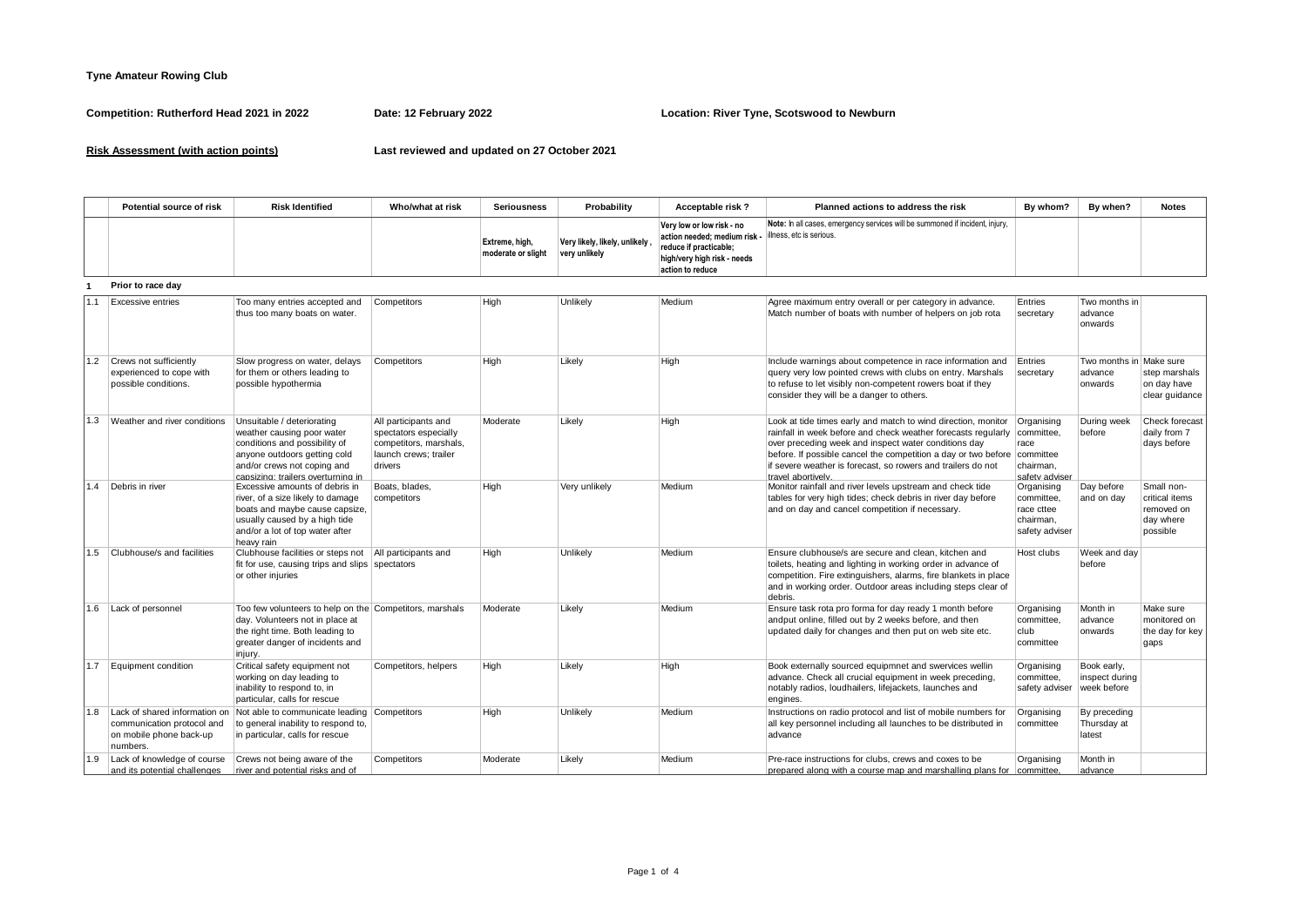**Tyne Amateur Rowing Club**

**Competition: Rutherford Head 2021 in 2022** **Date: 12 February 2022** **Location: River Tyne, Scotswood to Newburn**

**Risk Assessment (with action points)** **Last reviewed and updated on 27 October 2021**

| | Potential source of risk | Risk Identified | Who/what at risk | Seriousness | Probability | Acceptable risk ? | Planned actions to address the risk | By whom? | By when? | Notes |
|---|---|---|---|---|---|---|---|---|---|---|
| | | | | Extreme, high, moderate or slight | Very likely, likely, unlikely , very unlikely | Very low or low risk - no action needed; medium risk - reduce if practicable; high/very high risk - needs action to reduce | Note: In all cases, emergency services will be summoned if incident, injury, illness, etc is serious. | | | |
| **1** | **Prior to race day** | | | | | | | | | |
| 1.1 | Excessive entries | Too many entries accepted and thus too many boats on water. | Competitors | High | Unlikely | Medium | Agree maximum entry overall or per category in advance. Match number of boats with number of helpers on job rota | Entries secretary | Two months in advance onwards | |
| 1.2 | Crews not sufficiently experienced to cope with possible conditions. | Slow progress on water, delays for them or others leading to possible hypothermia | Competitors | High | Likely | High | Include warnings about competence in race information and query very low pointed crews with clubs on entry. Marshals to refuse to let visibly non-competent rowers boat if they consider they will be a danger to others. | Entries secretary | Two months in advance onwards | Make sure step marshals on day have clear guidance |
| 1.3 | Weather and river conditions | Unsuitable / deteriorating weather causing poor water conditions and possibility of anyone outdoors getting cold and/or crews not coping and capsizing; trailers overturning in | All participants and spectators especially competitors, marshals, launch crews; trailer drivers | Moderate | Likely | High | Look at tide times early and match to wind direction, monitor rainfall in week before and check weather forecasts regularly over preceding week and inspect water conditions day before. If possible cancel the competition a day or two before if severe weather is forecast, so rowers and trailers do not travel abortively. | Organising committee, race committee chairman, safety adviser | During week before | Check forecast daily from 7 days before |
| 1.4 | Debris in river | Excessive amounts of debris in river, of a size likely to damage boats and maybe cause capsize, usually caused by a high tide and/or a lot of top water after heavy rain | Boats, blades, competitors | High | Very unlikely | Medium | Monitor rainfall and river levels upstream and check tide tables for very high tides; check debris in river day before and on day and cancel competition if necessary. | Organising committee, race cttee chairman, safety adviser | Day before and on day | Small non-critical items removed on day where possible |
| 1.5 | Clubhouse/s and facilities | Clubhouse facilities or steps not fit for use, causing trips and slips or other injuries | All participants and spectators | High | Unlikely | Medium | Ensure clubhouse/s are secure and clean, kitchen and toilets, heating and lighting in working order in advance of competition. Fire extinguishers, alarms, fire blankets in place and in working order. Outdoor areas including steps clear of debris. | Host clubs | Week and day before | |
| 1.6 | Lack of personnel | Too few volunteers to help on the day. Volunteers not in place at the right time. Both leading to greater danger of incidents and injury. | Competitors, marshals | Moderate | Likely | Medium | Ensure task rota pro forma for day ready 1 month before andput online, filled out by 2 weeks before, and then updated daily for changes and then put on web site etc. | Organising committee, club committee | Month in advance onwards | Make sure monitored on the day for key gaps |
| 1.7 | Equipment condition | Critical safety equipment not working on day leading to inability to respond to, in particular, calls for rescue | Competitors, helpers | High | Likely | High | Book externally sourced equipmnet and swervices wellin advance. Check all crucial equipment in week preceding, notably radios, loudhailers, lifejackets, launches and engines. | Organising committee, safety adviser | Book early, inspect during week before | |
| 1.8 | Lack of shared information on communication protocol and on mobile phone back-up numbers. | Not able to communicate leading to general inability to respond to, in particular, calls for rescue | Competitors | High | Unlikely | Medium | Instructions on radio protocol and list of mobile numbers for all key personnel including all launches to be distributed in advance | Organising committee | By preceding Thursday at latest | |
| 1.9 | Lack of knowledge of course and its potential challenges | Crews not being aware of the river and potential risks and of | Competitors | Moderate | Likely | Medium | Pre-race instructions for clubs, crews and coxes to be prepared along with a course map and marshalling plans for | Organising committee, | Month in advance | |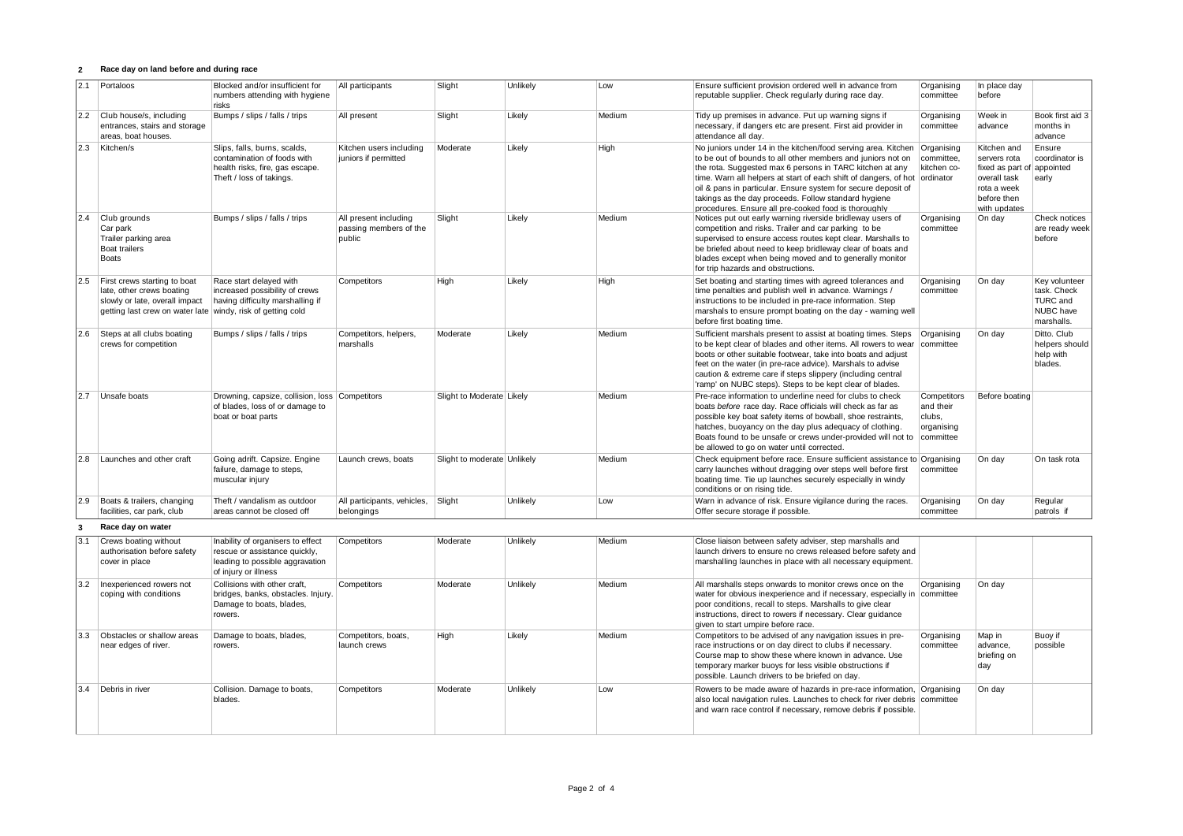## 2 Race day on land before and during race

| | | | | | | | | | | |
|---|---|---|---|---|---|---|---|---|---|---|
| 2.1 | Portaloos | Blocked and/or insufficient for numbers attending with hygiene risks | All participants | Slight | Unlikely | Low | Ensure sufficient provision ordered well in advance from reputable supplier. Check regularly during race day. | Organising committee | In place day before | |
| 2.2 | Club house/s, including entrances, stairs and storage areas, boat houses. | Bumps / slips / falls / trips | All present | Slight | Likely | Medium | Tidy up premises in advance. Put up warning signs if necessary, if dangers etc are present. First aid provider in attendance all day. | Organising committee | Week in advance | Book first aid 3 months in advance |
| 2.3 | Kitchen/s | Slips, falls, burns, scalds, contamination of foods with health risks, fire, gas escape. Theft / loss of takings. | Kitchen users including juniors if permitted | Moderate | Likely | High | No juniors under 14 in the kitchen/food serving area. Kitchen to be out of bounds to all other members and juniors not on the rota. Suggested max 6 persons in TARC kitchen at any time. Warn all helpers at start of each shift of dangers, of hot oil & pans in particular. Ensure system for secure deposit of takings as the day proceeds. Follow standard hygiene procedures. Ensure all pre-cooked food is thoroughly | Organising committee, kitchen co-ordinator | Kitchen and servers rota fixed as part of overall task rota a week before then with updates | Ensure coordinator is appointed early |
| 2.4 | Club grounds<br>Car park<br>Trailer parking area<br>Boat trailers<br>Boats | Bumps / slips / falls / trips | All present including passing members of the public | Slight | Likely | Medium | Notices put out early warning riverside bridleway users of competition and risks. Trailer and car parking to be supervised to ensure access routes kept clear. Marshalls to be briefed about need to keep bridleway clear of boats and blades except when being moved and to generally monitor for trip hazards and obstructions. | Organising committee | On day | Check notices are ready week before |
| 2.5 | First crews starting to boat late, other crews boating slowly or late, overall impact getting last crew on water late | Race start delayed with increased possibility of crews having difficulty marshalling if windy, risk of getting cold | Competitors | High | Likely | High | Set boating and starting times with agreed tolerances and time penalties and publish well in advance. Warnings / instructions to be included in pre-race information. Step marshals to ensure prompt boating on the day - warning well before first boating time. | Organising committee | On day | Key volunteer task. Check TURC and NUBC have marshalls. |
| 2.6 | Steps at all clubs boating crews for competition | Bumps / slips / falls / trips | Competitors, helpers, marshalls | Moderate | Likely | Medium | Sufficient marshals present to assist at boating times. Steps to be kept clear of blades and other items. All rowers to wear boots or other suitable footwear, take into boats and adjust feet on the water (in pre-race advice). Marshals to advise caution & extreme care if steps slippery (including central 'ramp' on NUBC steps). Steps to be kept clear of blades. | Organising committee | On day | Ditto. Club helpers should help with blades. |
| 2.7 | Unsafe boats | Drowning, capsize, collision, loss of blades, loss of or damage to boat or boat parts | Competitors | Slight to Moderate | Likely | Medium | Pre-race information to underline need for clubs to check boats *before* race day. Race officials will check as far as possible key boat safety items of bowball, shoe restraints, hatches, buoyancy on the day plus adequacy of clothing. Boats found to be unsafe or crews under-provided will not to be allowed to go on water until corrected. | Competitors and their clubs, organising committee | Before boating | |
| 2.8 | Launches and other craft | Going adrift. Capsize. Engine failure, damage to steps, muscular injury | Launch crews, boats | Slight to moderate | Unlikely | Medium | Check equipment before race. Ensure sufficient assistance to carry launches without dragging over steps well before first boating time. Tie up launches securely especially in windy conditions or on rising tide. | Organising committee | On day | On task rota |
| 2.9 | Boats & trailers, changing facilities, car park, club | Theft / vandalism as outdoor areas cannot be closed off | All participants, vehicles, belongings | Slight | Unlikely | Low | Warn in advance of risk. Ensure vigilance during the races. Offer secure storage if possible. | Organising committee | On day | Regular patrols if |

## 3 Race day on water

| | | | | | | | | | | |
|---|---|---|---|---|---|---|---|---|---|---|
| 3.1 | Crews boating without authorisation before safety cover in place | Inability of organisers to effect rescue or assistance quickly, leading to possible aggravation of injury or illness | Competitors | Moderate | Unlikely | Medium | Close liaison between safety adviser, step marshalls and launch drivers to ensure no crews released before safety and marshalling launches in place with all necessary equipment. | | | |
| 3.2 | Inexperienced rowers not coping with conditions | Collisions with other craft, bridges, banks, obstacles. Injury. Damage to boats, blades, rowers. | Competitors | Moderate | Unlikely | Medium | All marshalls steps onwards to monitor crews once on the water for obvious inexperience and if necessary, especially in poor conditions, recall to steps. Marshalls to give clear instructions, direct to rowers if necessary. Clear guidance given to start umpire before race. | Organising committee | On day | |
| 3.3 | Obstacles or shallow areas near edges of river. | Damage to boats, blades, rowers. | Competitors, boats, launch crews | High | Likely | Medium | Competitors to be advised of any navigation issues in pre-race instructions or on day direct to clubs if necessary. Course map to show these where known in advance. Use temporary marker buoys for less visible obstructions if possible. Launch drivers to be briefed on day. | Organising committee | Map in advance, briefing on day | Buoy if possible |
| 3.4 | Debris in river | Collision. Damage to boats, blades. | Competitors | Moderate | Unlikely | Low | Rowers to be made aware of hazards in pre-race information, also local navigation rules. Launches to check for river debris and warn race control if necessary, remove debris if possible. | Organising committee | On day | |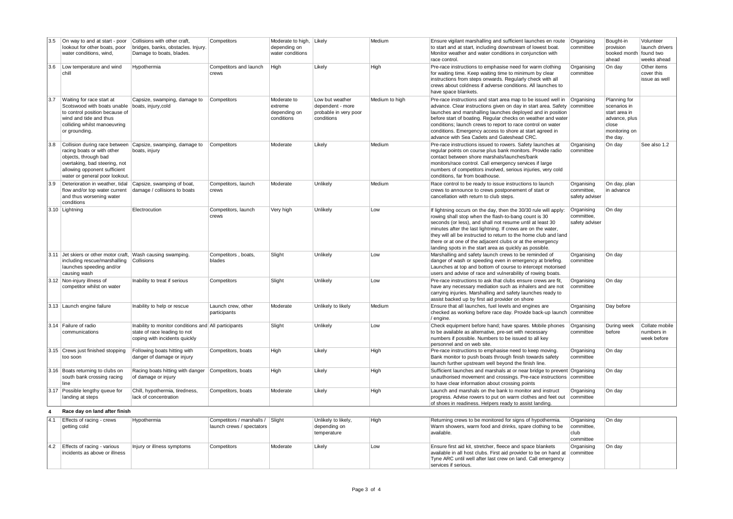| | | | | | | | | | | |
|---|---|---|---|---|---|---|---|---|---|---|
| 3.5 | On way to and at start - poor lookout for other boats, poor water conditions, wind, | Collisions with other craft, bridges, banks, obstacles. Injury. Damage to boats, blades. | Competitors | Moderate to high, depending on water conditions | Likely | Medium | Ensure vigilant marshalling and sufficient launches en route to start and at start, including downstream of lowest boat. Monitor weather and water conditions in conjunction with race control. | Organising committee | Bought-in provision booked month ahead | Volunteer launch drivers found two weeks ahead |
| 3.6 | Low temperature and wind chill | Hypothermia | Competitors and launch crews | High | Likely | High | Pre-race instructions to emphasise need for warm clothing for waiting time. Keep waiting time to minimum by clear instructions from steps onwards. Regularly check with all crews about coldness if adverse conditions. All launches to have space blankets. | Organising committee | On day | Other items cover this issue as well |
| 3.7 | Waiting for race start at Scotswood with boats unable to control position because of wind and tide and thus colliding whilst manoeuvring or grounding. | Capsize, swamping, damage to boats, injury,cold | Competitors | Moderate to extreme depending on conditions | Low but weather dependent - more probable in very poor conditions | Medium to high | Pre-race instructions and start area map to be issued well in advance. Clear instructions given on day in start area. Safety launches and marshalling launches deployed and in position before start of boating. Regular checks on weather and water conditions; launch crews to report to race control on water conditions. Emergency access to shore at start agreed in advance with Sea Cadets and Gateshead CRC. | Organising committee | Planning for scenarios in start area in advance, plus close monitoring on the day. | |
| 3.8 | Collision during race between racing boats or with other objects, through bad overtaking, bad steering, not allowing opponent sufficient water or general poor lookout. | Capsize, swamping, damage to boats, injury | Competitors | Moderate | Likely | Medium | Pre-race instructions issued to rowers. Safety launches at regular points on course plus bank monitors. Provide radio contact between shore marshals/launches/bank monitors/race control. Call emergency services if large numbers of competitors involved, serious injuries, very cold conditions, far from boathouse. | Organising committee | On day | See also 1.2 |
| 3.9 | Deterioration in weather, tidal flow and/or top water current and thus worsening water conditions | Capsize, swamping of boat, damage / collisions to boats | Competitors, launch crews | Moderate | Unlikely | Medium | Race control to be ready to issue instructions to launch crews to announce to crews postponement of start or cancellation with return to club steps. | Organising committee, safety adviser | On day, plan in advance | |
| 3.10 | Lightning | Electrocution | Competitors, launch crews | Very high | Unlikely | Low | If lightning occurs on the day, then the 30/30 rule will apply: rowing shall stop when the flash-to-bang count is 30 seconds (or less), and shall not resume until at least 30 minutes after the last lightning. If crews are on the water, they will all be instructed to return to the home club and land there or at one of the adjacent clubs or at the emergency landing spots in the start area as quickly as possible. | Organising committee, safety adviser | On day | |
| 3.11 | Jet skiers or other motor craft, including rescue/marshalling launches speeding and/or causing wash | Wash causing swamping. Collisions | Competitors , boats, blades | Slight | Unlikely | Low | Marshalling and safety launch crews to be reminded of danger of wash or speeding even in emergency at briefing. Launches at top and bottom of course to intercept motorised users and advise of race and vulnerability of rowing boats. | Organising committee | On day | |
| 3.12 | Non-injury illness of competitor whilst on water | Inability to treat if serious | Competitors | Slight | Unlikely | Low | Pre-race instructions to ask that clubs ensure crews are fit, have any necessary mediation such as inhalers and are not carrying injuries. Marshalling and safety launches ready to assist backed up by first aid provider on shore | Organising committee | On day | |
| 3.13 | Launch engine failure | Inability to help or rescue | Launch crew, other participants | Moderate | Unlikely to likely | Medium | Ensure that all launches, fuel levels and engines are checked as working before race day. Provide back-up launch / engine. | Organising committee | Day before | |
| 3.14 | Failure of radio communications | Inability to monitor conditions and state of race leading to not coping with incidents quickly | All participants | Slight | Unlikely | Low | Check equipment before hand; have spares. Mobile phones to be available as alternative, pre-set with necessary numbers if possible. Numbers to be issued to all key personnel and on web site. | Organising committee | During week before | Collate mobile numbers in week before |
| 3.15 | Crews just finished stopping too soon | Following boats hitting with danger of damage or injury | Competitors, boats | High | Likely | High | Pre-race instructions to emphasise need to keep moving. Bank monitor to push boats through finish towards safety launch further upstream well beyond the finish line. | Organising committee | On day | |
| 3.16 | Boats returning to clubs on south bank crossing racing line | Racing boats hitting with danger of damage or injury | Competitors, boats | High | Likely | High | Sufficient launches and marshals at or near bridge to prevent unauthorised movement and crossings. Pre-race instructions to have clear information about crossing points | Organising committee | On day | |
| 3.17 | Possible lengthy queue for landing at steps | Chill, hypothermia, tiredness, lack of concentration | Competitors, boats | Moderate | Likely | High | Launch and marshals on the bank to monitor and instruct progress. Advise rowers to put on warm clothes and feet out of shoes in readiness. Helpers ready to assist landing. | Organising committee | On day | |
| **4** | **Race day on land after finish** | | | | | | | | | |
| 4.1 | Effects of racing - crews getting cold | Hypothermia | Competitors / marshalls / launch crews / spectators | Slight | Unlikely to likely, depending on temperature | High | Returning crews to be monitored for signs of hypothermia. Warm showers, warm food and drinks, spare clothing to be available. | Organising committee, club committee | On day | |
| 4.2 | Effects of racing - various incidents as above or illness | Injury or illness symptoms | Competitors | Moderate | Likely | Low | Ensure first aid kit, stretcher, fleece and space blankets available in all host clubs. First aid provider to be on hand at Tyne ARC until well after last crew on land. Call emergency services if serious. | Organising committee | On day | |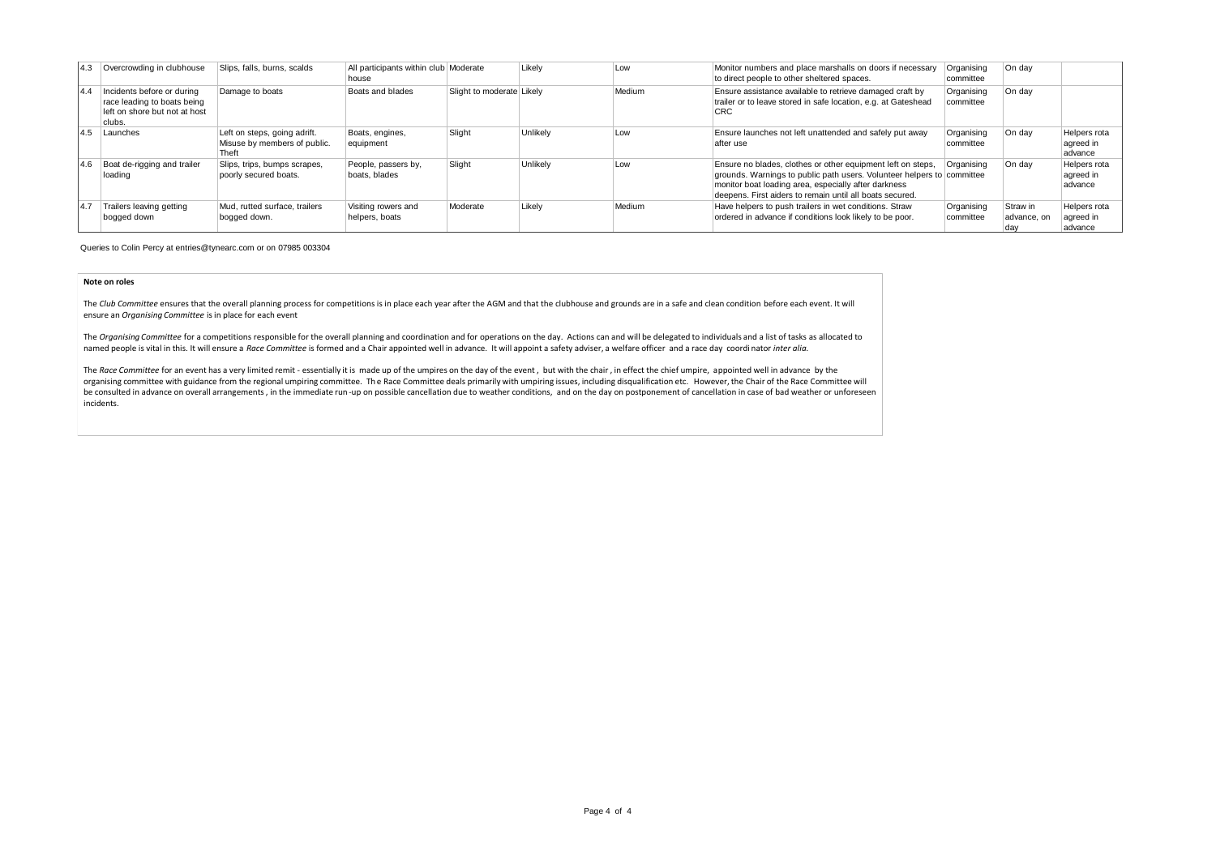| | | | | | | | | | | |
|---|---|---|---|---|---|---|---|---|---|---|
| 4.3 | Overcrowding in clubhouse | Slips, falls, burns, scalds | All participants within club house | Moderate | Likely | Low | Monitor numbers and place marshalls on doors if necessary to direct people to other sheltered spaces. | Organising committee | On day | |
| 4.4 | Incidents before or during race leading to boats being left on shore but not at host clubs. | Damage to boats | Boats and blades | Slight to moderate | Likely | Medium | Ensure assistance available to retrieve damaged craft by trailer or to leave stored in safe location, e.g. at Gateshead CRC | Organising committee | On day | |
| 4.5 | Launches | Left on steps, going adrift. Misuse by members of public. Theft | Boats, engines, equipment | Slight | Unlikely | Low | Ensure launches not left unattended and safely put away after use | Organising committee | On day | Helpers rota agreed in advance |
| 4.6 | Boat de-rigging and trailer loading | Slips, trips, bumps scrapes, poorly secured boats. | People, passers by, boats, blades | Slight | Unlikely | Low | Ensure no blades, clothes or other equipment left on steps, grounds. Warnings to public path users. Volunteer helpers to monitor boat loading area, especially after darkness deepens. First aiders to remain until all boats secured. | Organising committee | On day | Helpers rota agreed in advance |
| 4.7 | Trailers leaving getting bogged down | Mud, rutted surface, trailers bogged down. | Visiting rowers and helpers, boats | Moderate | Likely | Medium | Have helpers to push trailers in wet conditions. Straw ordered in advance if conditions look likely to be poor. | Organising committee | Straw in advance, on day | Helpers rota agreed in advance |

Queries to Colin Percy at entries@tynearc.com or on 07985 003304

**Note on roles**

The *Club Committee* ensures that the overall planning process for competitions is in place each year after the AGM and that the clubhouse and grounds are in a safe and clean condition before each event. It will ensure an *Organising Committee* is in place for each event

The *Organising Committee* for a competitions responsible for the overall planning and coordination and for operations on the day. Actions can and will be delegated to individuals and a list of tasks as allocated to named people is vital in this. It will ensure a *Race Committee* is formed and a Chair appointed well in advance. It will appoint a safety adviser, a welfare officer and a race day coordinator *inter alia.*

The *Race Committee* for an event has a very limited remit - essentially it is made up of the umpires on the day of the event , but with the chair , in effect the chief umpire, appointed well in advance by the organising committee with guidance from the regional umpiring committee. The Race Committee deals primarily with umpiring issues, including disqualification etc. However, the Chair of the Race Committee will be consulted in advance on overall arrangements , in the immediate run-up on possible cancellation due to weather conditions, and on the day on postponement of cancellation in case of bad weather or unforeseen incidents.